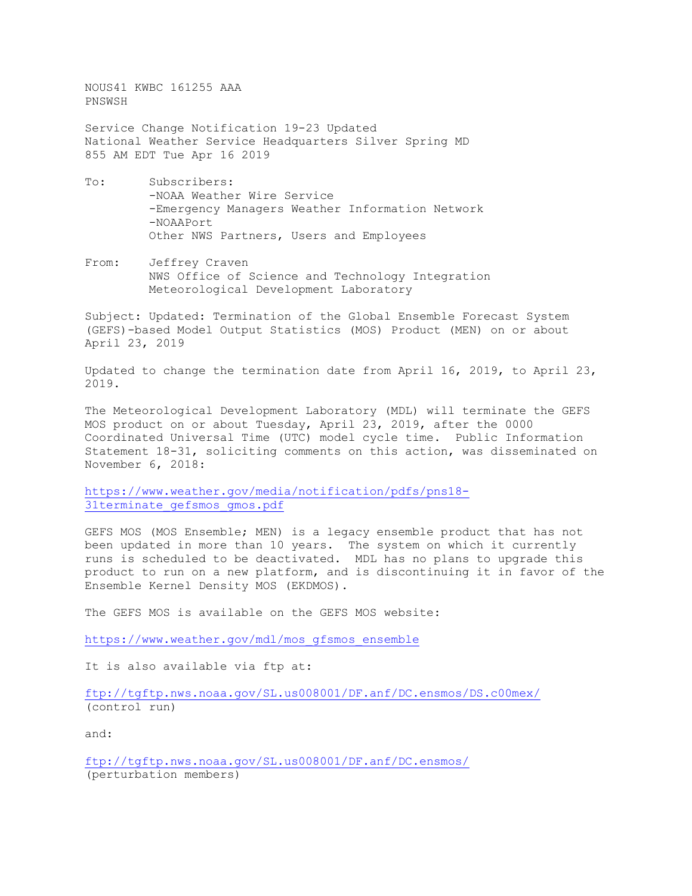NOUS41 KWBC 161255 AAA
PNSWSH

Service Change Notification 19-23 Updated
National Weather Service Headquarters Silver Spring MD
855 AM EDT Tue Apr 16 2019

To: Subscribers:
-NOAA Weather Wire Service
-Emergency Managers Weather Information Network
-NOAAPort
Other NWS Partners, Users and Employees

From: Jeffrey Craven
NWS Office of Science and Technology Integration
Meteorological Development Laboratory

Subject: Updated: Termination of the Global Ensemble Forecast System (GEFS)-based Model Output Statistics (MOS) Product (MEN) on or about April 23, 2019

Updated to change the termination date from April 16, 2019, to April 23, 2019.

The Meteorological Development Laboratory (MDL) will terminate the GEFS MOS product on or about Tuesday, April 23, 2019, after the 0000 Coordinated Universal Time (UTC) model cycle time. Public Information Statement 18-31, soliciting comments on this action, was disseminated on November 6, 2018:

https://www.weather.gov/media/notification/pdfs/pns18-31terminate_gefsmos_gmos.pdf

GEFS MOS (MOS Ensemble; MEN) is a legacy ensemble product that has not been updated in more than 10 years. The system on which it currently runs is scheduled to be deactivated. MDL has no plans to upgrade this product to run on a new platform, and is discontinuing it in favor of the Ensemble Kernel Density MOS (EKDMOS).

The GEFS MOS is available on the GEFS MOS website:

https://www.weather.gov/mdl/mos_gfsmos_ensemble

It is also available via ftp at:

ftp://tgftp.nws.noaa.gov/SL.us008001/DF.anf/DC.ensmos/DS.c00mex/
(control run)

and:

ftp://tgftp.nws.noaa.gov/SL.us008001/DF.anf/DC.ensmos/
(perturbation members)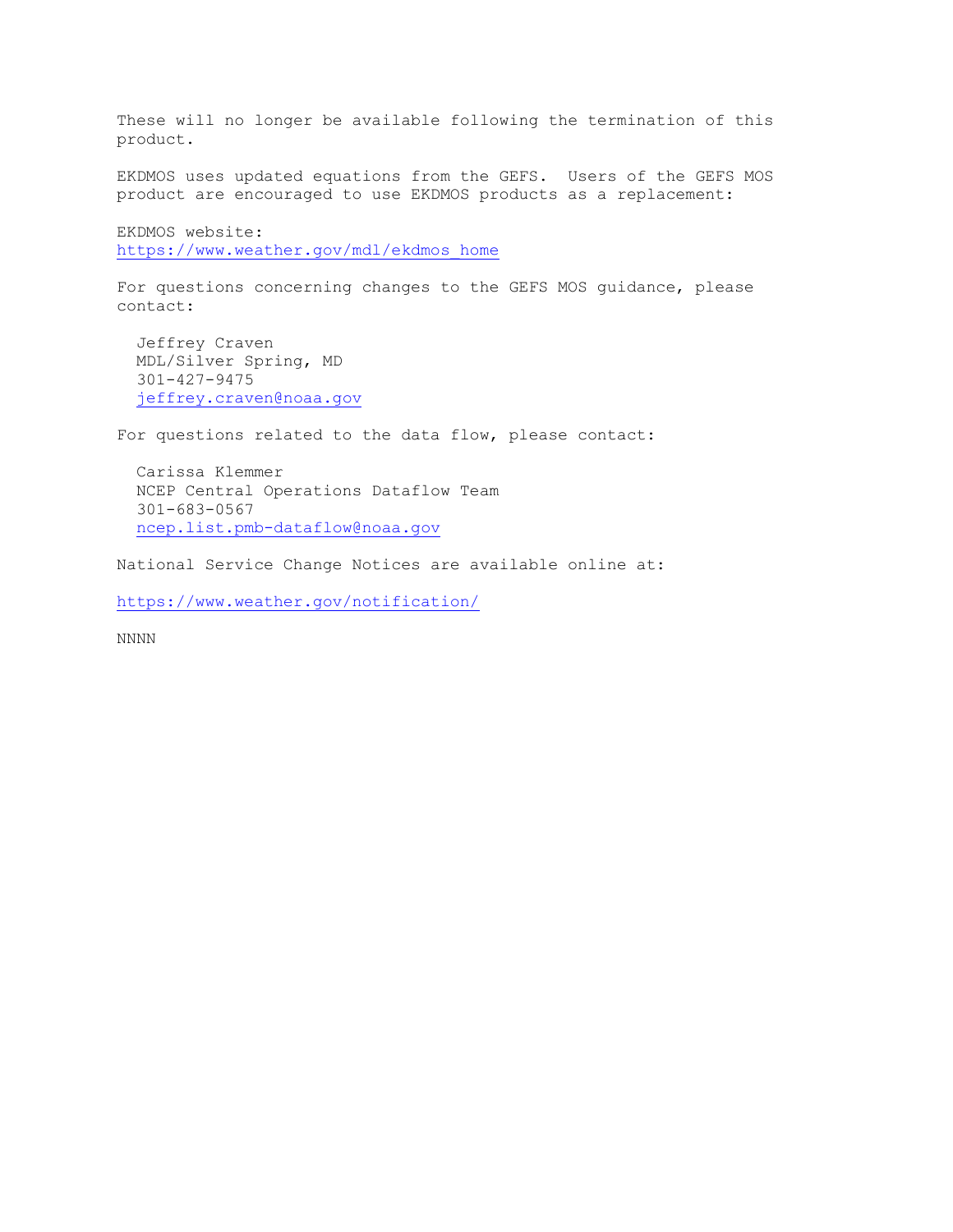These will no longer be available following the termination of this product.

EKDMOS uses updated equations from the GEFS. Users of the GEFS MOS product are encouraged to use EKDMOS products as a replacement:

EKDMOS website:
https://www.weather.gov/mdl/ekdmos_home

For questions concerning changes to the GEFS MOS guidance, please contact:

Jeffrey Craven
MDL/Silver Spring, MD
301-427-9475
jeffrey.craven@noaa.gov

For questions related to the data flow, please contact:

Carissa Klemmer
NCEP Central Operations Dataflow Team
301-683-0567
ncep.list.pmb-dataflow@noaa.gov

National Service Change Notices are available online at:

https://www.weather.gov/notification/

NNNN